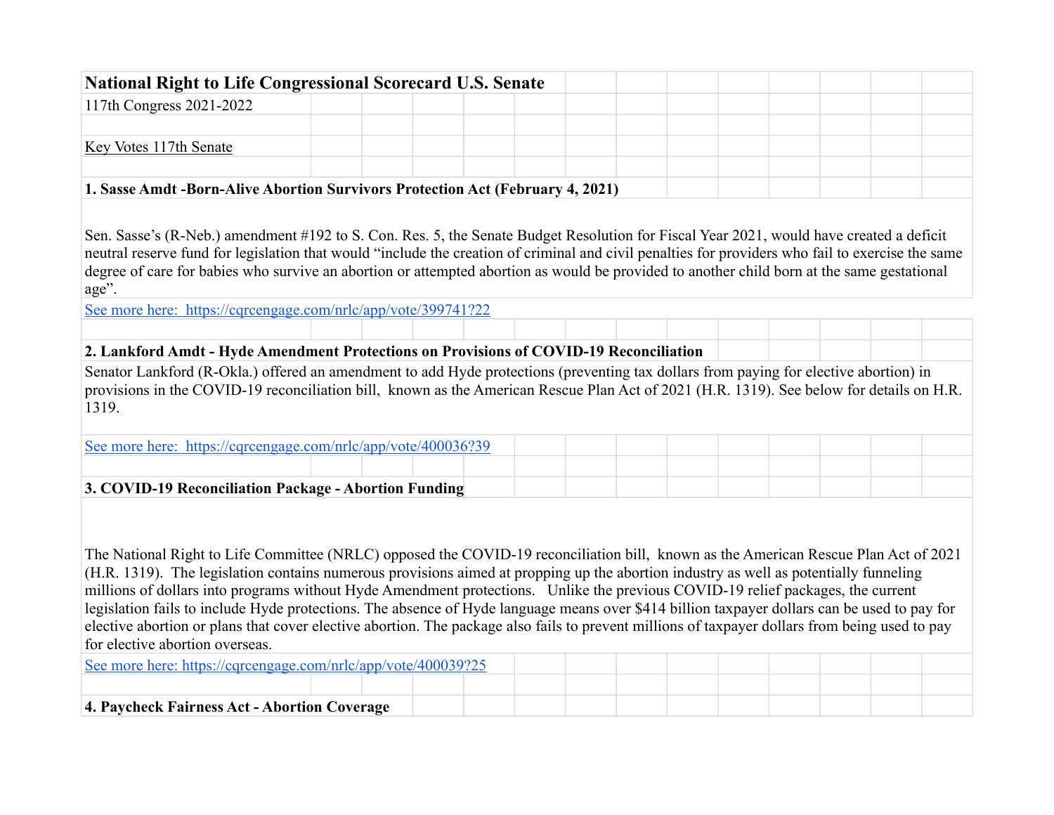# National Right to Life Congressional Scorecard U.S. Senate

117th Congress 2021-2022

Key Votes 117th Senate

**1. Sasse Amdt -Born-Alive Abortion Survivors Protection Act (February 4, 2021)**

Sen. Sasse's (R-Neb.) amendment #192 to S. Con. Res. 5, the Senate Budget Resolution for Fiscal Year 2021, would have created a deficit neutral reserve fund for legislation that would "include the creation of criminal and civil penalties for providers who fail to exercise the same degree of care for babies who survive an abortion or attempted abortion as would be provided to another child born at the same gestational age".

See more here: https://cqrcengage.com/nrlc/app/vote/399741?22

**2. Lankford Amdt - Hyde Amendment Protections on Provisions of COVID-19 Reconciliation**

Senator Lankford (R-Okla.) offered an amendment to add Hyde protections (preventing tax dollars from paying for elective abortion) in provisions in the COVID-19 reconciliation bill, known as the American Rescue Plan Act of 2021 (H.R. 1319). See below for details on H.R. 1319.

See more here: https://cqrcengage.com/nrlc/app/vote/400036?39

**3. COVID-19 Reconciliation Package - Abortion Funding**

The National Right to Life Committee (NRLC) opposed the COVID-19 reconciliation bill, known as the American Rescue Plan Act of 2021 (H.R. 1319). The legislation contains numerous provisions aimed at propping up the abortion industry as well as potentially funneling millions of dollars into programs without Hyde Amendment protections. Unlike the previous COVID-19 relief packages, the current legislation fails to include Hyde protections. The absence of Hyde language means over $414 billion taxpayer dollars can be used to pay for elective abortion or plans that cover elective abortion. The package also fails to prevent millions of taxpayer dollars from being used to pay for elective abortion overseas.

See more here: https://cqrcengage.com/nrlc/app/vote/400039?25

**4. Paycheck Fairness Act - Abortion Coverage**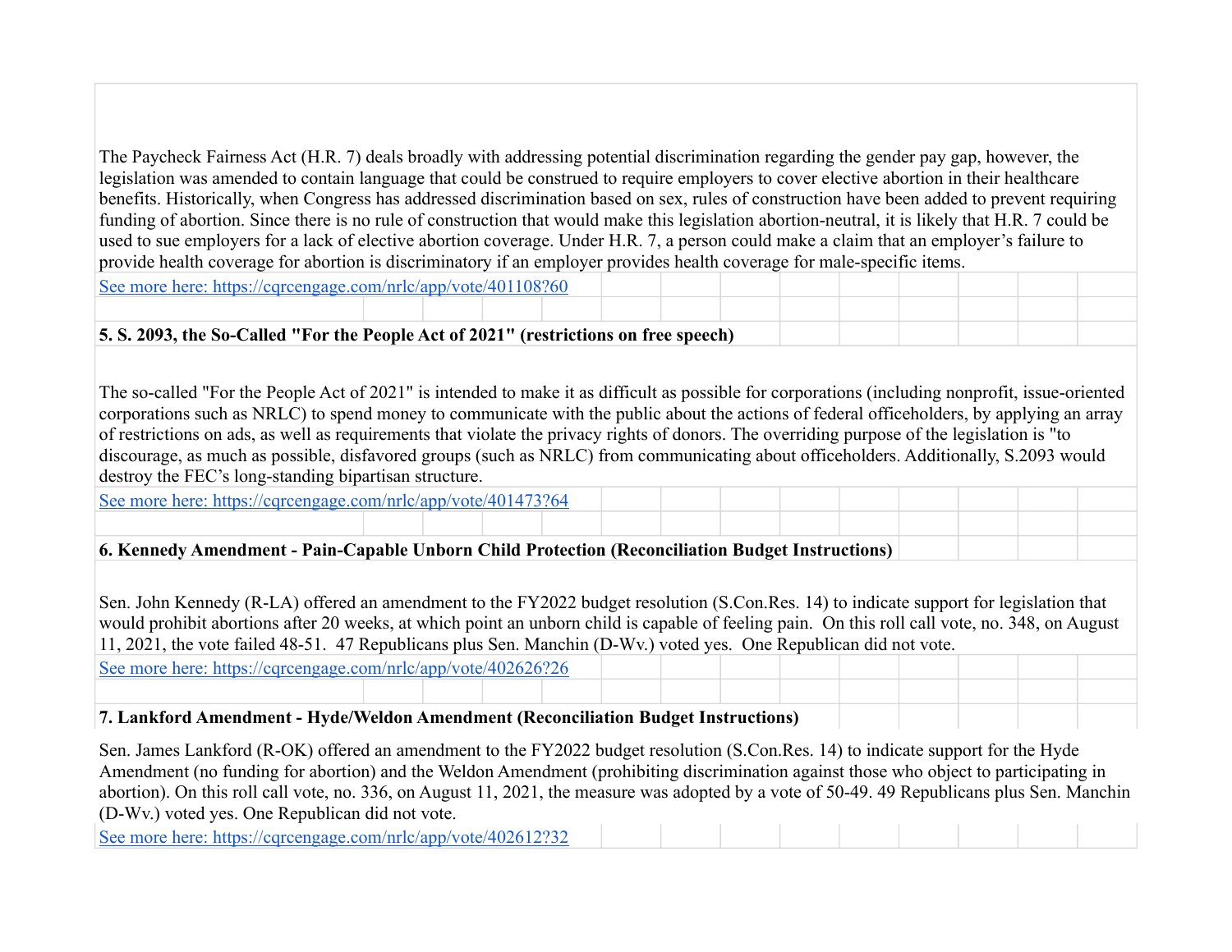The Paycheck Fairness Act (H.R. 7) deals broadly with addressing potential discrimination regarding the gender pay gap, however, the legislation was amended to contain language that could be construed to require employers to cover elective abortion in their healthcare benefits. Historically, when Congress has addressed discrimination based on sex, rules of construction have been added to prevent requiring funding of abortion. Since there is no rule of construction that would make this legislation abortion-neutral, it is likely that H.R. 7 could be used to sue employers for a lack of elective abortion coverage. Under H.R. 7, a person could make a claim that an employer's failure to provide health coverage for abortion is discriminatory if an employer provides health coverage for male-specific items.

[See more here: https://cqrcengage.com/nrlc/app/vote/401108?60](https://cqrcengage.com/nrlc/app/vote/401108?60)

**5. S. 2093, the So-Called "For the People Act of 2021" (restrictions on free speech)**

The so-called "For the People Act of 2021" is intended to make it as difficult as possible for corporations (including nonprofit, issue-oriented corporations such as NRLC) to spend money to communicate with the public about the actions of federal officeholders, by applying an array of restrictions on ads, as well as requirements that violate the privacy rights of donors. The overriding purpose of the legislation is "to discourage, as much as possible, disfavored groups (such as NRLC) from communicating about officeholders. Additionally, S.2093 would destroy the FEC's long-standing bipartisan structure.

[See more here: https://cqrcengage.com/nrlc/app/vote/401473?64](https://cqrcengage.com/nrlc/app/vote/401473?64)

**6. Kennedy Amendment - Pain-Capable Unborn Child Protection (Reconciliation Budget Instructions)**

Sen. John Kennedy (R-LA) offered an amendment to the FY2022 budget resolution (S.Con.Res. 14) to indicate support for legislation that would prohibit abortions after 20 weeks, at which point an unborn child is capable of feeling pain. On this roll call vote, no. 348, on August 11, 2021, the vote failed 48-51. 47 Republicans plus Sen. Manchin (D-Wv.) voted yes. One Republican did not vote.

[See more here: https://cqrcengage.com/nrlc/app/vote/402626?26](https://cqrcengage.com/nrlc/app/vote/402626?26)

**7. Lankford Amendment - Hyde/Weldon Amendment (Reconciliation Budget Instructions)**

Sen. James Lankford (R-OK) offered an amendment to the FY2022 budget resolution (S.Con.Res. 14) to indicate support for the Hyde Amendment (no funding for abortion) and the Weldon Amendment (prohibiting discrimination against those who object to participating in abortion). On this roll call vote, no. 336, on August 11, 2021, the measure was adopted by a vote of 50-49. 49 Republicans plus Sen. Manchin (D-Wv.) voted yes. One Republican did not vote.

[See more here: https://cqrcengage.com/nrlc/app/vote/402612?32](https://cqrcengage.com/nrlc/app/vote/402612?32)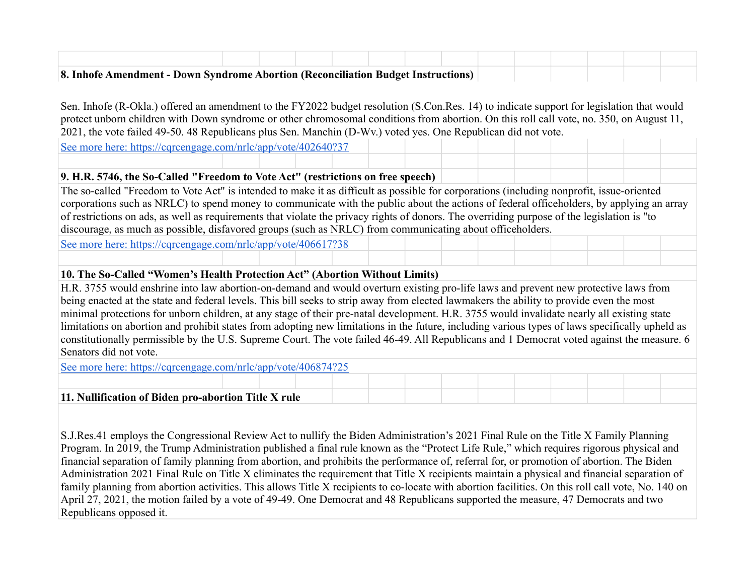**8. Inhofe Amendment - Down Syndrome Abortion (Reconciliation Budget Instructions)**

Sen. Inhofe (R-Okla.) offered an amendment to the FY2022 budget resolution (S.Con.Res. 14) to indicate support for legislation that would protect unborn children with Down syndrome or other chromosomal conditions from abortion. On this roll call vote, no. 350, on August 11, 2021, the vote failed 49-50. 48 Republicans plus Sen. Manchin (D-Wv.) voted yes. One Republican did not vote.

[See more here: https://cqrcengage.com/nrlc/app/vote/402640?37](https://cqrcengage.com/nrlc/app/vote/402640?37)

**9. H.R. 5746, the So-Called "Freedom to Vote Act" (restrictions on free speech)**

The so-called "Freedom to Vote Act" is intended to make it as difficult as possible for corporations (including nonprofit, issue-oriented corporations such as NRLC) to spend money to communicate with the public about the actions of federal officeholders, by applying an array of restrictions on ads, as well as requirements that violate the privacy rights of donors. The overriding purpose of the legislation is "to discourage, as much as possible, disfavored groups (such as NRLC) from communicating about officeholders.

[See more here: https://cqrcengage.com/nrlc/app/vote/406617?38](https://cqrcengage.com/nrlc/app/vote/406617?38)

**10. The So-Called "Women's Health Protection Act" (Abortion Without Limits)**

H.R. 3755 would enshrine into law abortion-on-demand and would overturn existing pro-life laws and prevent new protective laws from being enacted at the state and federal levels. This bill seeks to strip away from elected lawmakers the ability to provide even the most minimal protections for unborn children, at any stage of their pre-natal development. H.R. 3755 would invalidate nearly all existing state limitations on abortion and prohibit states from adopting new limitations in the future, including various types of laws specifically upheld as constitutionally permissible by the U.S. Supreme Court. The vote failed 46-49. All Republicans and 1 Democrat voted against the measure. 6 Senators did not vote.

[See more here: https://cqrcengage.com/nrlc/app/vote/406874?25](https://cqrcengage.com/nrlc/app/vote/406874?25)

**11. Nullification of Biden pro-abortion Title X rule**

S.J.Res.41 employs the Congressional Review Act to nullify the Biden Administration's 2021 Final Rule on the Title X Family Planning Program. In 2019, the Trump Administration published a final rule known as the "Protect Life Rule," which requires rigorous physical and financial separation of family planning from abortion, and prohibits the performance of, referral for, or promotion of abortion. The Biden Administration 2021 Final Rule on Title X eliminates the requirement that Title X recipients maintain a physical and financial separation of family planning from abortion activities. This allows Title X recipients to co-locate with abortion facilities. On this roll call vote, No. 140 on April 27, 2021, the motion failed by a vote of 49-49. One Democrat and 48 Republicans supported the measure, 47 Democrats and two Republicans opposed it.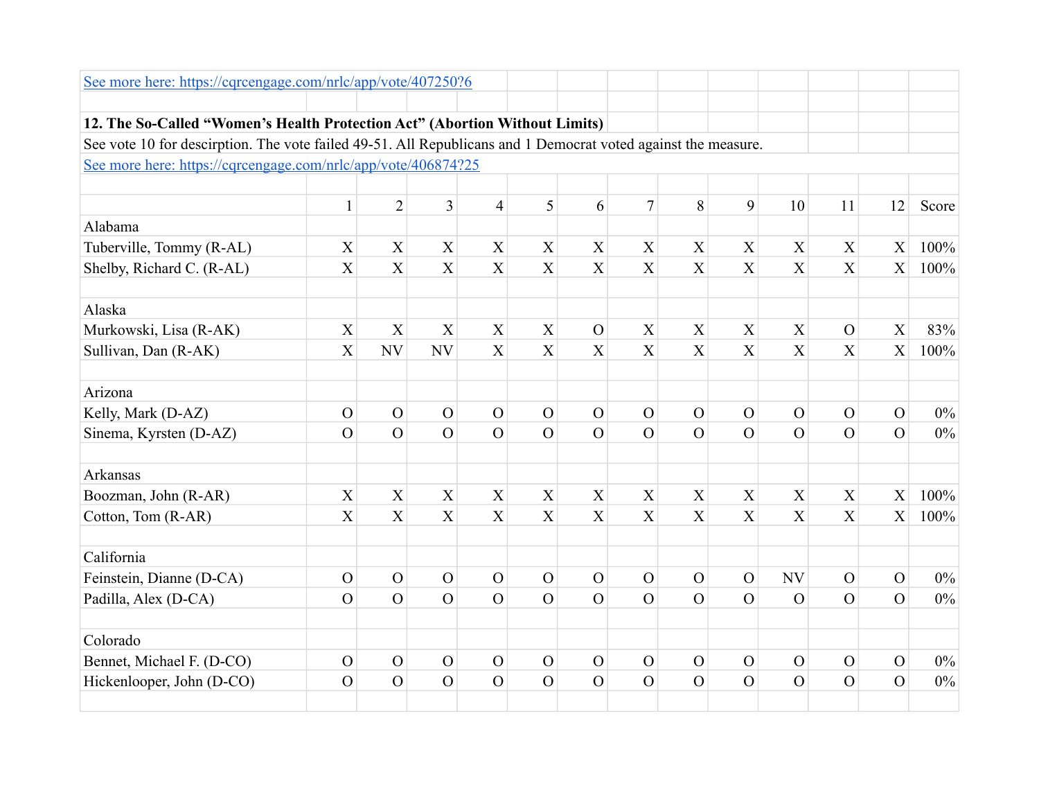[See more here: https://cqrcengage.com/nrlc/app/vote/407250?6](https://cqrcengage.com/nrlc/app/vote/407250?6)

**12. The So-Called "Women's Health Protection Act" (Abortion Without Limits)**

See vote 10 for descirption. The vote failed 49-51. All Republicans and 1 Democrat voted against the measure.

[See more here: https://cqrcengage.com/nrlc/app/vote/406874?25](https://cqrcengage.com/nrlc/app/vote/406874?25)

| | 1 | 2 | 3 | 4 | 5 | 6 | 7 | 8 | 9 | 10 | 11 | 12 | Score |
|---|---|---|---|---|---|---|---|---|---|---|---|---|---|
| Alabama | | | | | | | | | | | | | |
| Tuberville, Tommy (R-AL) | X | X | X | X | X | X | X | X | X | X | X | X | 100% |
| Shelby, Richard C. (R-AL) | X | X | X | X | X | X | X | X | X | X | X | X | 100% |
| | | | | | | | | | | | | | |
| Alaska | | | | | | | | | | | | | |
| Murkowski, Lisa (R-AK) | X | X | X | X | X | O | X | X | X | X | O | X | 83% |
| Sullivan, Dan (R-AK) | X | NV | NV | X | X | X | X | X | X | X | X | X | 100% |
| | | | | | | | | | | | | | |
| Arizona | | | | | | | | | | | | | |
| Kelly, Mark (D-AZ) | O | O | O | O | O | O | O | O | O | O | O | O | 0% |
| Sinema, Kyrsten (D-AZ) | O | O | O | O | O | O | O | O | O | O | O | O | 0% |
| | | | | | | | | | | | | | |
| Arkansas | | | | | | | | | | | | | |
| Boozman, John (R-AR) | X | X | X | X | X | X | X | X | X | X | X | X | 100% |
| Cotton, Tom (R-AR) | X | X | X | X | X | X | X | X | X | X | X | X | 100% |
| | | | | | | | | | | | | | |
| California | | | | | | | | | | | | | |
| Feinstein, Dianne (D-CA) | O | O | O | O | O | O | O | O | O | NV | O | O | 0% |
| Padilla, Alex (D-CA) | O | O | O | O | O | O | O | O | O | O | O | O | 0% |
| | | | | | | | | | | | | | |
| Colorado | | | | | | | | | | | | | |
| Bennet, Michael F. (D-CO) | O | O | O | O | O | O | O | O | O | O | O | O | 0% |
| Hickenlooper, John (D-CO) | O | O | O | O | O | O | O | O | O | O | O | O | 0% |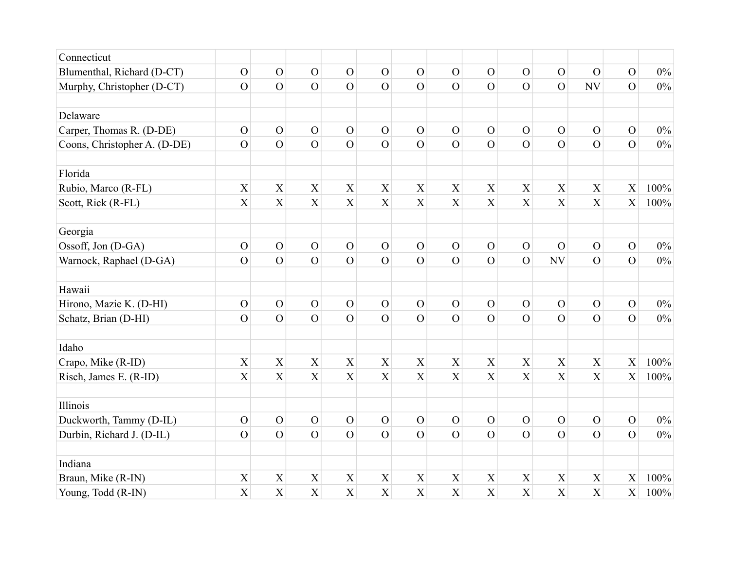| | | | | | | | | | | | | | |
|---|---|---|---|---|---|---|---|---|---|---|---|---|---|
| Connecticut | | | | | | | | | | | | | |
| Blumenthal, Richard (D-CT) | O | O | O | O | O | O | O | O | O | O | O | O | 0% |
| Murphy, Christopher (D-CT) | O | O | O | O | O | O | O | O | O | O | NV | O | 0% |
| | | | | | | | | | | | | | |
| Delaware | | | | | | | | | | | | | |
| Carper, Thomas R. (D-DE) | O | O | O | O | O | O | O | O | O | O | O | O | 0% |
| Coons, Christopher A. (D-DE) | O | O | O | O | O | O | O | O | O | O | O | O | 0% |
| | | | | | | | | | | | | | |
| Florida | | | | | | | | | | | | | |
| Rubio, Marco (R-FL) | X | X | X | X | X | X | X | X | X | X | X | X | 100% |
| Scott, Rick (R-FL) | X | X | X | X | X | X | X | X | X | X | X | X | 100% |
| | | | | | | | | | | | | | |
| Georgia | | | | | | | | | | | | | |
| Ossoff, Jon (D-GA) | O | O | O | O | O | O | O | O | O | O | O | O | 0% |
| Warnock, Raphael (D-GA) | O | O | O | O | O | O | O | O | O | NV | O | O | 0% |
| | | | | | | | | | | | | | |
| Hawaii | | | | | | | | | | | | | |
| Hirono, Mazie K. (D-HI) | O | O | O | O | O | O | O | O | O | O | O | O | 0% |
| Schatz, Brian (D-HI) | O | O | O | O | O | O | O | O | O | O | O | O | 0% |
| | | | | | | | | | | | | | |
| Idaho | | | | | | | | | | | | | |
| Crapo, Mike (R-ID) | X | X | X | X | X | X | X | X | X | X | X | X | 100% |
| Risch, James E. (R-ID) | X | X | X | X | X | X | X | X | X | X | X | X | 100% |
| | | | | | | | | | | | | | |
| Illinois | | | | | | | | | | | | | |
| Duckworth, Tammy (D-IL) | O | O | O | O | O | O | O | O | O | O | O | O | 0% |
| Durbin, Richard J. (D-IL) | O | O | O | O | O | O | O | O | O | O | O | O | 0% |
| | | | | | | | | | | | | | |
| Indiana | | | | | | | | | | | | | |
| Braun, Mike (R-IN) | X | X | X | X | X | X | X | X | X | X | X | X | 100% |
| Young, Todd (R-IN) | X | X | X | X | X | X | X | X | X | X | X | X | 100% |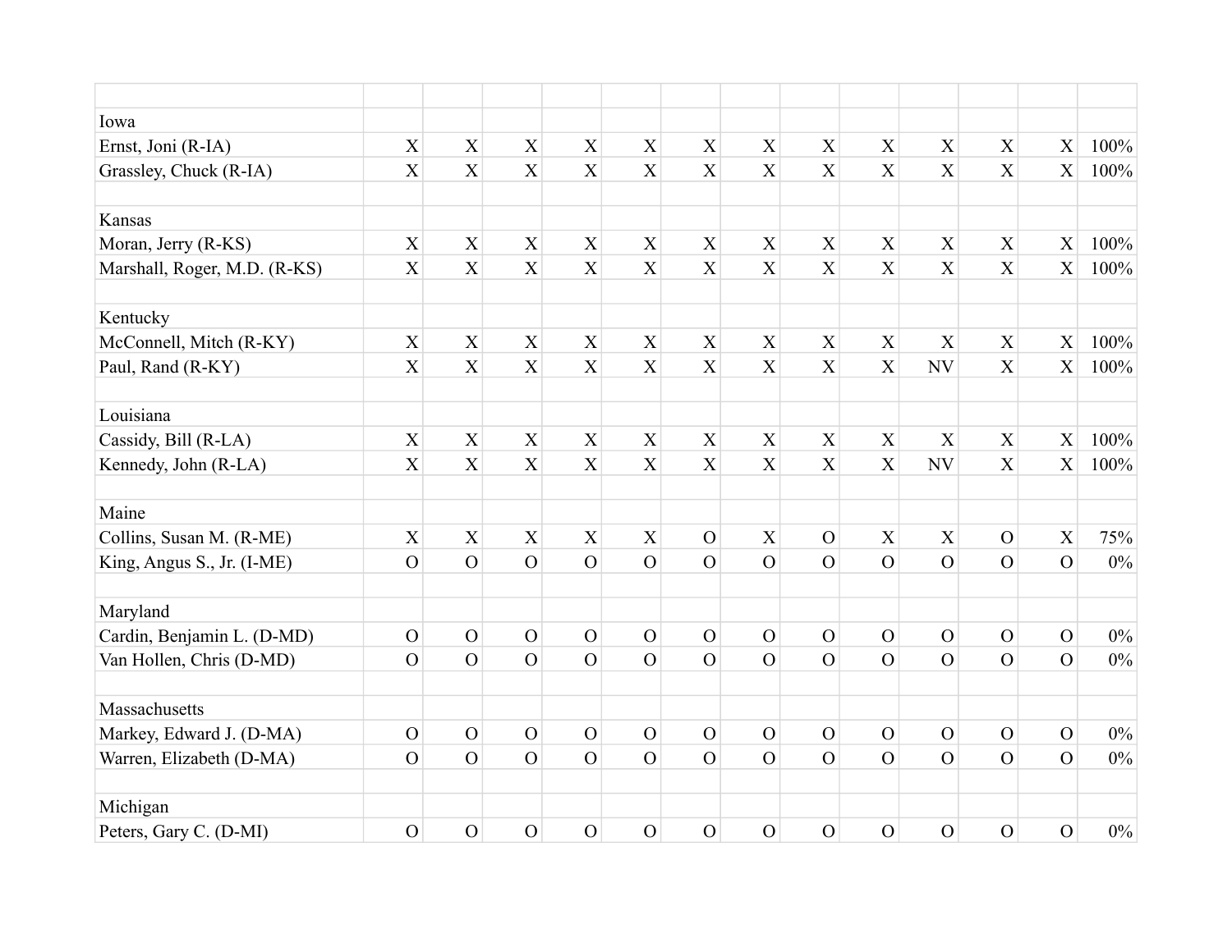| | | | | | | | | | | | | | |
|---|---|---|---|---|---|---|---|---|---|---|---|---|---|
| Iowa | | | | | | | | | | | | | |
| Ernst, Joni (R-IA) | X | X | X | X | X | X | X | X | X | X | X | X | 100% |
| Grassley, Chuck (R-IA) | X | X | X | X | X | X | X | X | X | X | X | X | 100% |
| | | | | | | | | | | | | | |
| Kansas | | | | | | | | | | | | | |
| Moran, Jerry (R-KS) | X | X | X | X | X | X | X | X | X | X | X | X | 100% |
| Marshall, Roger, M.D. (R-KS) | X | X | X | X | X | X | X | X | X | X | X | X | 100% |
| | | | | | | | | | | | | | |
| Kentucky | | | | | | | | | | | | | |
| McConnell, Mitch (R-KY) | X | X | X | X | X | X | X | X | X | X | X | X | 100% |
| Paul, Rand (R-KY) | X | X | X | X | X | X | X | X | X | NV | X | X | 100% |
| | | | | | | | | | | | | | |
| Louisiana | | | | | | | | | | | | | |
| Cassidy, Bill (R-LA) | X | X | X | X | X | X | X | X | X | X | X | X | 100% |
| Kennedy, John (R-LA) | X | X | X | X | X | X | X | X | X | NV | X | X | 100% |
| | | | | | | | | | | | | | |
| Maine | | | | | | | | | | | | | |
| Collins, Susan M. (R-ME) | X | X | X | X | X | O | X | O | X | X | O | X | 75% |
| King, Angus S., Jr. (I-ME) | O | O | O | O | O | O | O | O | O | O | O | O | 0% |
| | | | | | | | | | | | | | |
| Maryland | | | | | | | | | | | | | |
| Cardin, Benjamin L. (D-MD) | O | O | O | O | O | O | O | O | O | O | O | O | 0% |
| Van Hollen, Chris (D-MD) | O | O | O | O | O | O | O | O | O | O | O | O | 0% |
| | | | | | | | | | | | | | |
| Massachusetts | | | | | | | | | | | | | |
| Markey, Edward J. (D-MA) | O | O | O | O | O | O | O | O | O | O | O | O | 0% |
| Warren, Elizabeth (D-MA) | O | O | O | O | O | O | O | O | O | O | O | O | 0% |
| | | | | | | | | | | | | | |
| Michigan | | | | | | | | | | | | | |
| Peters, Gary C. (D-MI) | O | O | O | O | O | O | O | O | O | O | O | O | 0% |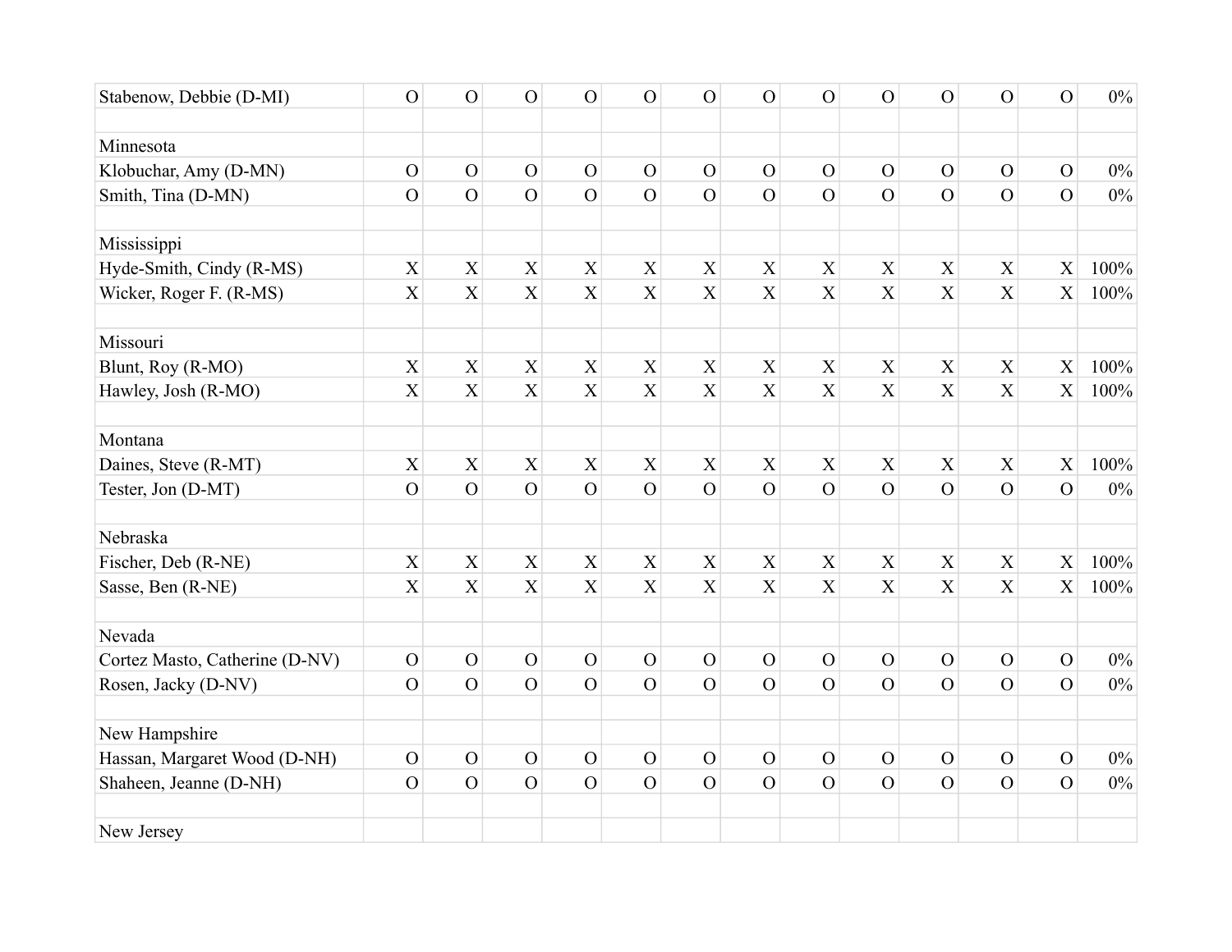| | | | | | | | | | | | | | |
|---|---|---|---|---|---|---|---|---|---|---|---|---|---|
| Stabenow, Debbie (D-MI) | O | O | O | O | O | O | O | O | O | O | O | O | 0% |
| | | | | | | | | | | | | | |
| Minnesota | | | | | | | | | | | | | |
| Klobuchar, Amy (D-MN) | O | O | O | O | O | O | O | O | O | O | O | O | 0% |
| Smith, Tina (D-MN) | O | O | O | O | O | O | O | O | O | O | O | O | 0% |
| | | | | | | | | | | | | | |
| Mississippi | | | | | | | | | | | | | |
| Hyde-Smith, Cindy (R-MS) | X | X | X | X | X | X | X | X | X | X | X | X | 100% |
| Wicker, Roger F. (R-MS) | X | X | X | X | X | X | X | X | X | X | X | X | 100% |
| | | | | | | | | | | | | | |
| Missouri | | | | | | | | | | | | | |
| Blunt, Roy (R-MO) | X | X | X | X | X | X | X | X | X | X | X | X | 100% |
| Hawley, Josh (R-MO) | X | X | X | X | X | X | X | X | X | X | X | X | 100% |
| | | | | | | | | | | | | | |
| Montana | | | | | | | | | | | | | |
| Daines, Steve (R-MT) | X | X | X | X | X | X | X | X | X | X | X | X | 100% |
| Tester, Jon (D-MT) | O | O | O | O | O | O | O | O | O | O | O | O | 0% |
| | | | | | | | | | | | | | |
| Nebraska | | | | | | | | | | | | | |
| Fischer, Deb (R-NE) | X | X | X | X | X | X | X | X | X | X | X | X | 100% |
| Sasse, Ben (R-NE) | X | X | X | X | X | X | X | X | X | X | X | X | 100% |
| | | | | | | | | | | | | | |
| Nevada | | | | | | | | | | | | | |
| Cortez Masto, Catherine (D-NV) | O | O | O | O | O | O | O | O | O | O | O | O | 0% |
| Rosen, Jacky (D-NV) | O | O | O | O | O | O | O | O | O | O | O | O | 0% |
| | | | | | | | | | | | | | |
| New Hampshire | | | | | | | | | | | | | |
| Hassan, Margaret Wood (D-NH) | O | O | O | O | O | O | O | O | O | O | O | O | 0% |
| Shaheen, Jeanne (D-NH) | O | O | O | O | O | O | O | O | O | O | O | O | 0% |
| | | | | | | | | | | | | | |
| New Jersey | | | | | | | | | | | | | |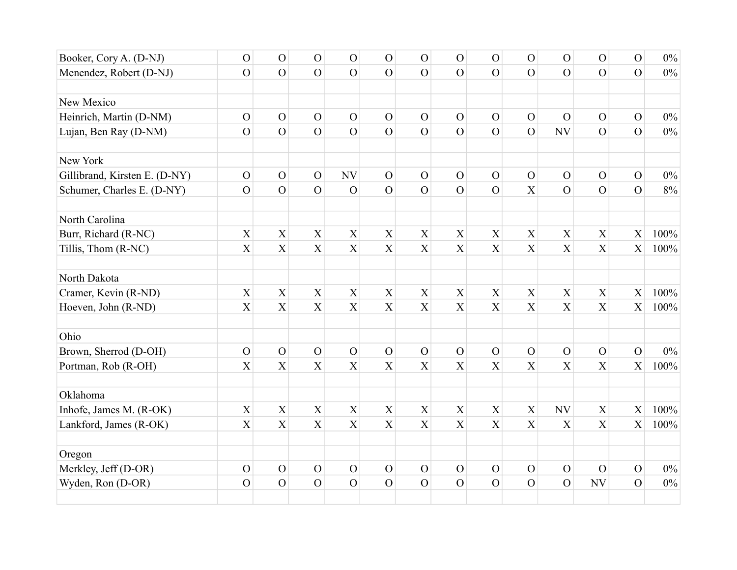| | | | | | | | | | | | | | |
|---|---|---|---|---|---|---|---|---|---|---|---|---|---|
| Booker, Cory A. (D-NJ) | O | O | O | O | O | O | O | O | O | O | O | O | 0% |
| Menendez, Robert (D-NJ) | O | O | O | O | O | O | O | O | O | O | O | O | 0% |
| | | | | | | | | | | | | | |
| New Mexico | | | | | | | | | | | | | |
| Heinrich, Martin (D-NM) | O | O | O | O | O | O | O | O | O | O | O | O | 0% |
| Lujan, Ben Ray (D-NM) | O | O | O | O | O | O | O | O | O | NV | O | O | 0% |
| | | | | | | | | | | | | | |
| New York | | | | | | | | | | | | | |
| Gillibrand, Kirsten E. (D-NY) | O | O | O | NV | O | O | O | O | O | O | O | O | 0% |
| Schumer, Charles E. (D-NY) | O | O | O | O | O | O | O | O | X | O | O | O | 8% |
| | | | | | | | | | | | | | |
| North Carolina | | | | | | | | | | | | | |
| Burr, Richard (R-NC) | X | X | X | X | X | X | X | X | X | X | X | X | 100% |
| Tillis, Thom (R-NC) | X | X | X | X | X | X | X | X | X | X | X | X | 100% |
| | | | | | | | | | | | | | |
| North Dakota | | | | | | | | | | | | | |
| Cramer, Kevin (R-ND) | X | X | X | X | X | X | X | X | X | X | X | X | 100% |
| Hoeven, John (R-ND) | X | X | X | X | X | X | X | X | X | X | X | X | 100% |
| | | | | | | | | | | | | | |
| Ohio | | | | | | | | | | | | | |
| Brown, Sherrod (D-OH) | O | O | O | O | O | O | O | O | O | O | O | O | 0% |
| Portman, Rob (R-OH) | X | X | X | X | X | X | X | X | X | X | X | X | 100% |
| | | | | | | | | | | | | | |
| Oklahoma | | | | | | | | | | | | | |
| Inhofe, James M. (R-OK) | X | X | X | X | X | X | X | X | X | NV | X | X | 100% |
| Lankford, James (R-OK) | X | X | X | X | X | X | X | X | X | X | X | X | 100% |
| | | | | | | | | | | | | | |
| Oregon | | | | | | | | | | | | | |
| Merkley, Jeff (D-OR) | O | O | O | O | O | O | O | O | O | O | O | O | 0% |
| Wyden, Ron (D-OR) | O | O | O | O | O | O | O | O | O | O | NV | O | 0% |
| | | | | | | | | | | | | | |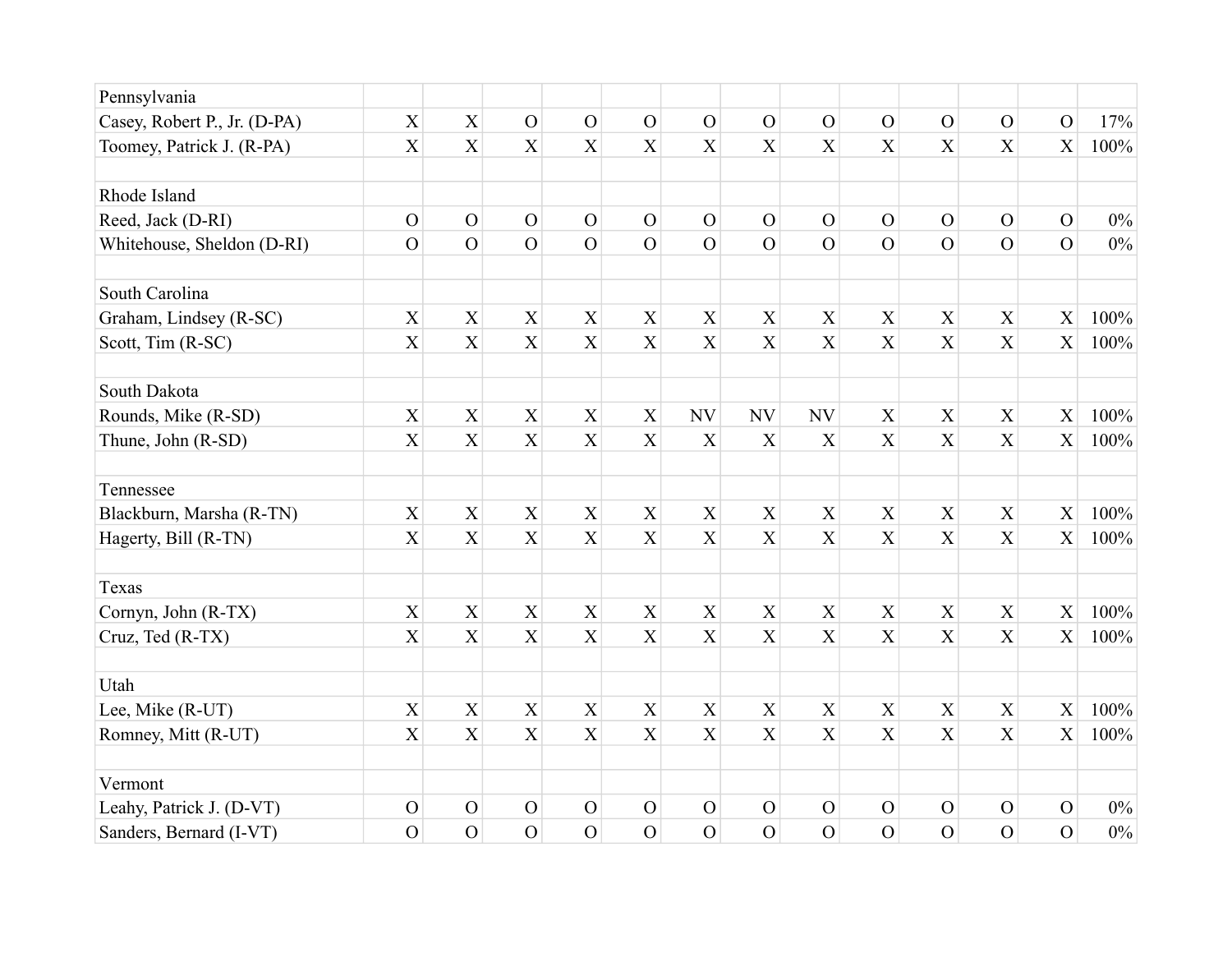| | | | | | | | | | | | | | |
|---|---|---|---|---|---|---|---|---|---|---|---|---|---|
| Pennsylvania | | | | | | | | | | | | | |
| Casey, Robert P., Jr. (D-PA) | X | X | O | O | O | O | O | O | O | O | O | O | 17% |
| Toomey, Patrick J. (R-PA) | X | X | X | X | X | X | X | X | X | X | X | X | 100% |
| | | | | | | | | | | | | | |
| Rhode Island | | | | | | | | | | | | | |
| Reed, Jack (D-RI) | O | O | O | O | O | O | O | O | O | O | O | O | 0% |
| Whitehouse, Sheldon (D-RI) | O | O | O | O | O | O | O | O | O | O | O | O | 0% |
| | | | | | | | | | | | | | |
| South Carolina | | | | | | | | | | | | | |
| Graham, Lindsey (R-SC) | X | X | X | X | X | X | X | X | X | X | X | X | 100% |
| Scott, Tim (R-SC) | X | X | X | X | X | X | X | X | X | X | X | X | 100% |
| | | | | | | | | | | | | | |
| South Dakota | | | | | | | | | | | | | |
| Rounds, Mike (R-SD) | X | X | X | X | X | NV | NV | NV | X | X | X | X | 100% |
| Thune, John (R-SD) | X | X | X | X | X | X | X | X | X | X | X | X | 100% |
| | | | | | | | | | | | | | |
| Tennessee | | | | | | | | | | | | | |
| Blackburn, Marsha (R-TN) | X | X | X | X | X | X | X | X | X | X | X | X | 100% |
| Hagerty, Bill (R-TN) | X | X | X | X | X | X | X | X | X | X | X | X | 100% |
| | | | | | | | | | | | | | |
| Texas | | | | | | | | | | | | | |
| Cornyn, John (R-TX) | X | X | X | X | X | X | X | X | X | X | X | X | 100% |
| Cruz, Ted (R-TX) | X | X | X | X | X | X | X | X | X | X | X | X | 100% |
| | | | | | | | | | | | | | |
| Utah | | | | | | | | | | | | | |
| Lee, Mike (R-UT) | X | X | X | X | X | X | X | X | X | X | X | X | 100% |
| Romney, Mitt (R-UT) | X | X | X | X | X | X | X | X | X | X | X | X | 100% |
| | | | | | | | | | | | | | |
| Vermont | | | | | | | | | | | | | |
| Leahy, Patrick J. (D-VT) | O | O | O | O | O | O | O | O | O | O | O | O | 0% |
| Sanders, Bernard (I-VT) | O | O | O | O | O | O | O | O | O | O | O | O | 0% |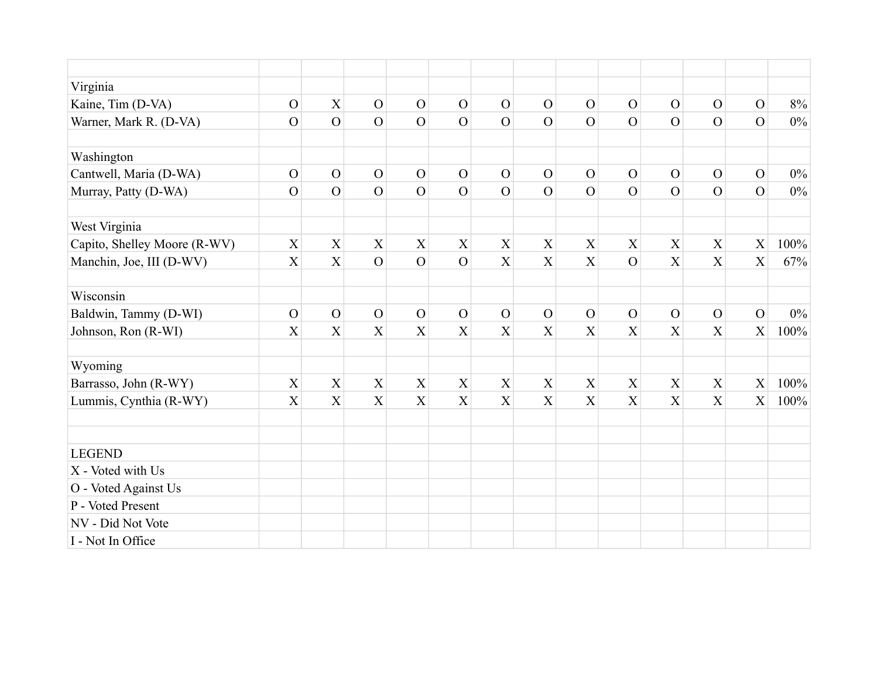| | | | | | | | | | | | | | |
|---|---|---|---|---|---|---|---|---|---|---|---|---|---|
| Virginia | | | | | | | | | | | | | |
| Kaine, Tim (D-VA) | O | X | O | O | O | O | O | O | O | O | O | O | 8% |
| Warner, Mark R. (D-VA) | O | O | O | O | O | O | O | O | O | O | O | O | 0% |
| | | | | | | | | | | | | | |
| Washington | | | | | | | | | | | | | |
| Cantwell, Maria (D-WA) | O | O | O | O | O | O | O | O | O | O | O | O | 0% |
| Murray, Patty (D-WA) | O | O | O | O | O | O | O | O | O | O | O | O | 0% |
| | | | | | | | | | | | | | |
| West Virginia | | | | | | | | | | | | | |
| Capito, Shelley Moore (R-WV) | X | X | X | X | X | X | X | X | X | X | X | X | 100% |
| Manchin, Joe, III (D-WV) | X | X | O | O | O | X | X | X | O | X | X | X | 67% |
| | | | | | | | | | | | | | |
| Wisconsin | | | | | | | | | | | | | |
| Baldwin, Tammy (D-WI) | O | O | O | O | O | O | O | O | O | O | O | O | 0% |
| Johnson, Ron (R-WI) | X | X | X | X | X | X | X | X | X | X | X | X | 100% |
| | | | | | | | | | | | | | |
| Wyoming | | | | | | | | | | | | | |
| Barrasso, John (R-WY) | X | X | X | X | X | X | X | X | X | X | X | X | 100% |
| Lummis, Cynthia (R-WY) | X | X | X | X | X | X | X | X | X | X | X | X | 100% |

LEGEND

X - Voted with Us

O - Voted Against Us

P - Voted Present

NV - Did Not Vote

I - Not In Office